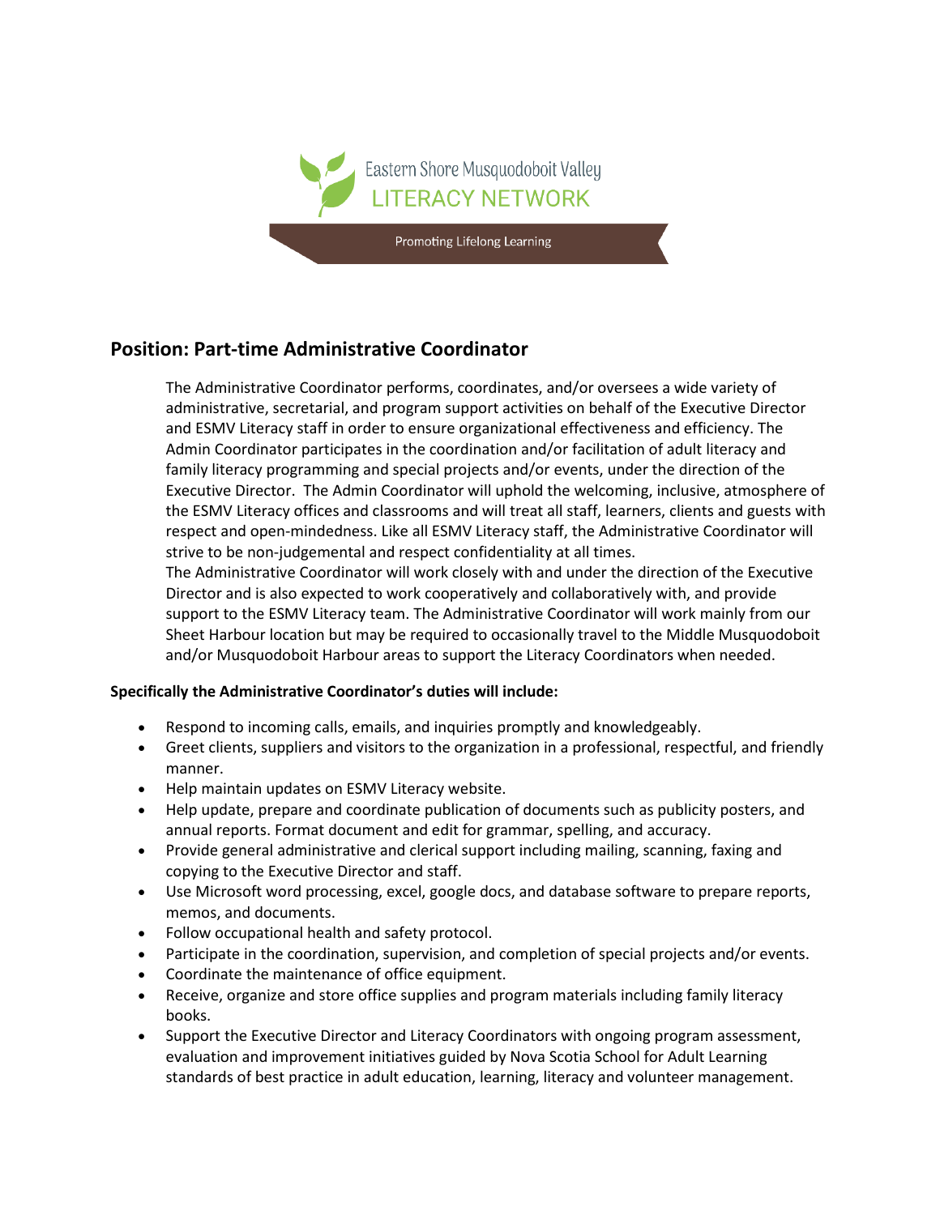Eastern Shore Musquodoboit Valley
LITERACY NETWORK

Promoting Lifelong Learning

## Position: Part-time Administrative Coordinator

The Administrative Coordinator performs, coordinates, and/or oversees a wide variety of administrative, secretarial, and program support activities on behalf of the Executive Director and ESMV Literacy staff in order to ensure organizational effectiveness and efficiency. The Admin Coordinator participates in the coordination and/or facilitation of adult literacy and family literacy programming and special projects and/or events, under the direction of the Executive Director. The Admin Coordinator will uphold the welcoming, inclusive, atmosphere of the ESMV Literacy offices and classrooms and will treat all staff, learners, clients and guests with respect and open-mindedness. Like all ESMV Literacy staff, the Administrative Coordinator will strive to be non-judgemental and respect confidentiality at all times.

The Administrative Coordinator will work closely with and under the direction of the Executive Director and is also expected to work cooperatively and collaboratively with, and provide support to the ESMV Literacy team. The Administrative Coordinator will work mainly from our Sheet Harbour location but may be required to occasionally travel to the Middle Musquodoboit and/or Musquodoboit Harbour areas to support the Literacy Coordinators when needed.

**Specifically the Administrative Coordinator's duties will include:**

- Respond to incoming calls, emails, and inquiries promptly and knowledgeably.
- Greet clients, suppliers and visitors to the organization in a professional, respectful, and friendly manner.
- Help maintain updates on ESMV Literacy website.
- Help update, prepare and coordinate publication of documents such as publicity posters, and annual reports. Format document and edit for grammar, spelling, and accuracy.
- Provide general administrative and clerical support including mailing, scanning, faxing and copying to the Executive Director and staff.
- Use Microsoft word processing, excel, google docs, and database software to prepare reports, memos, and documents.
- Follow occupational health and safety protocol.
- Participate in the coordination, supervision, and completion of special projects and/or events.
- Coordinate the maintenance of office equipment.
- Receive, organize and store office supplies and program materials including family literacy books.
- Support the Executive Director and Literacy Coordinators with ongoing program assessment, evaluation and improvement initiatives guided by Nova Scotia School for Adult Learning standards of best practice in adult education, learning, literacy and volunteer management.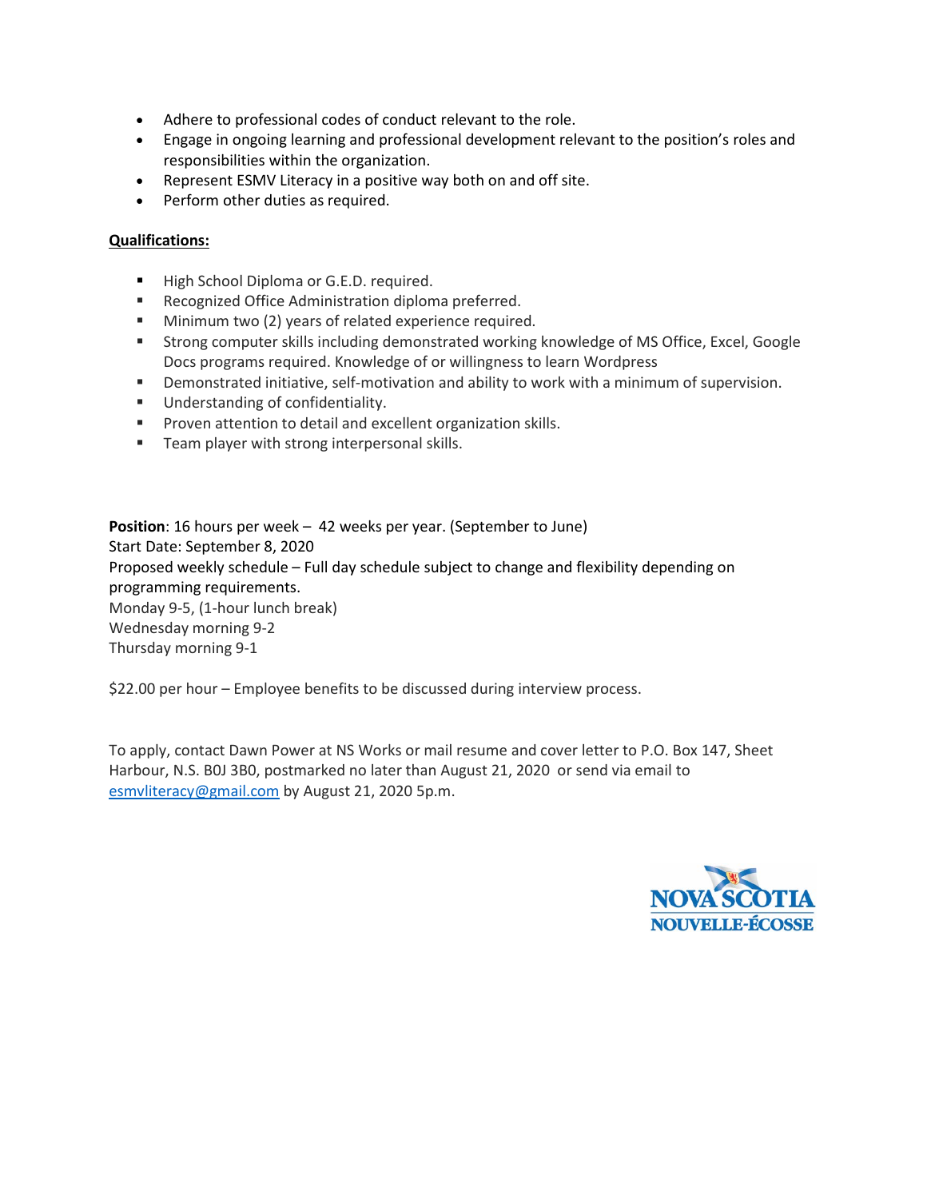- Adhere to professional codes of conduct relevant to the role.
- Engage in ongoing learning and professional development relevant to the position's roles and responsibilities within the organization.
- Represent ESMV Literacy in a positive way both on and off site.
- Perform other duties as required.

**Qualifications:**

- High School Diploma or G.E.D. required.
- Recognized Office Administration diploma preferred.
- Minimum two (2) years of related experience required.
- Strong computer skills including demonstrated working knowledge of MS Office, Excel, Google Docs programs required. Knowledge of or willingness to learn Wordpress
- Demonstrated initiative, self-motivation and ability to work with a minimum of supervision.
- Understanding of confidentiality.
- Proven attention to detail and excellent organization skills.
- Team player with strong interpersonal skills.

**Position**: 16 hours per week – 42 weeks per year. (September to June)
Start Date: September 8, 2020
Proposed weekly schedule – Full day schedule subject to change and flexibility depending on programming requirements.
Monday 9-5, (1-hour lunch break)
Wednesday morning 9-2
Thursday morning 9-1

$22.00 per hour – Employee benefits to be discussed during interview process.

To apply, contact Dawn Power at NS Works or mail resume and cover letter to P.O. Box 147, Sheet Harbour, N.S. B0J 3B0, postmarked no later than August 21, 2020 or send via email to esmvliteracy@gmail.com by August 21, 2020 5p.m.

NOVA SCOTIA
NOUVELLE-ÉCOSSE